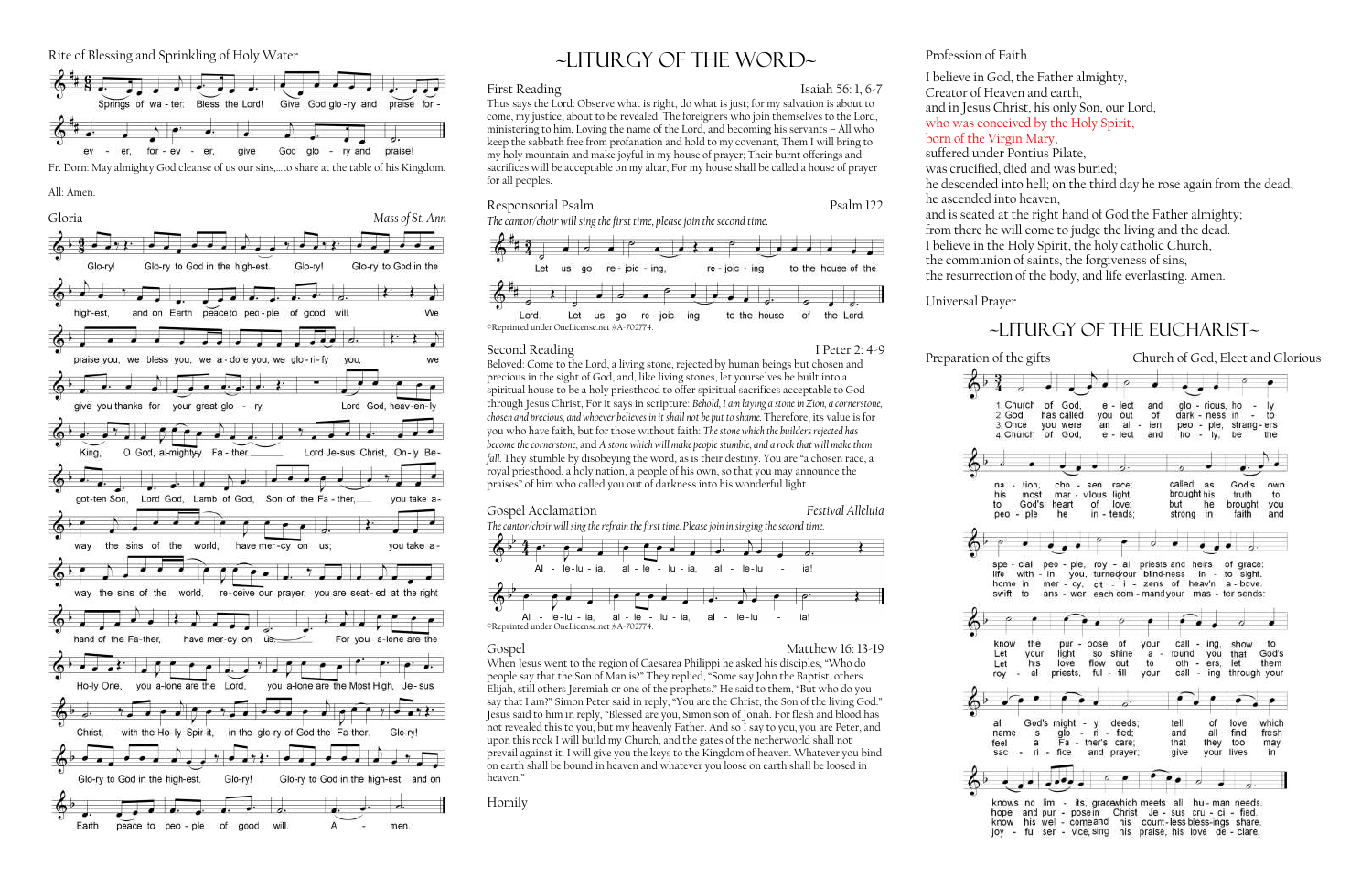Rite of Blessing and Sprinkling of Holy Water

Springs of water: Bless the Lord! Give God glory and praise forever, forever, give God glory and praise!

Fr. Dorn: May almighty God cleanse of us our sins,...to share at the table of his Kingdom.

All: Amen.

Gloria *Mass of St. Ann*

Glory! Glory to God in the highest. Glory! Glory to God in the highest, and on Earth peace to people of good will. We praise you, we bless you, we adore you, we glorify you, we give you thanks for your great glory, Lord God, heavenly King, O God, almighty Father. Lord Jesus Christ, Only Begotten Son, Lord God, Lamb of God, Son of the Father, you take away the sins of the world, have mercy on us; you take away the sins of the world, receive our prayer; you are seated at the right hand of the Father, have mercy on us. For you alone are the Holy One, you alone are the Lord, you alone are the Most High, Jesus Christ, with the Holy Spirit, in the glory of God the Father. Glory! Glory to God in the highest. Glory! Glory to God in the highest, and on Earth peace to people of good will. Amen.

# ~LITURGY OF THE WORD~

**First Reading** Isaiah 56: 1, 6-7

Thus says the Lord: Observe what is right, do what is just; for my salvation is about to come, my justice, about to be revealed. The foreigners who join themselves to the Lord, ministering to him, Loving the name of the Lord, and becoming his servants – All who keep the sabbath free from profanation and hold to my covenant, Them I will bring to my holy mountain and make joyful in my house of prayer; Their burnt offerings and sacrifices will be acceptable on my altar, For my house shall be called a house of prayer for all peoples.

**Responsorial Psalm** Psalm 122

*The cantor/choir will sing the first time, please join the second time.*

Let us go rejoicing, rejoicing to the house of the Lord. Let us go rejoicing to the house of the Lord.

©Reprinted under OneLicense.net #A-702774.

**Second Reading** I Peter 2: 4-9

Beloved: Come to the Lord, a living stone, rejected by human beings but chosen and precious in the sight of God, and, like living stones, let yourselves be built into a spiritual house to be a holy priesthood to offer spiritual sacrifices acceptable to God through Jesus Christ, For it says in scripture: *Behold, I am laying a stone in Zion, a cornerstone, chosen and precious, and whoever believes in it shall not be put to shame.* Therefore, its value is for you who have faith, but for those without faith: *The stone which the builders rejected has become the cornerstone,* and *A stone which will make people stumble, and a rock that will make them fall.* They stumble by disobeying the word, as is their destiny. You are "a chosen race, a royal priesthood, a holy nation, a people of his own, so that you may announce the praises" of him who called you out of darkness into his wonderful light.

**Gospel Acclamation** *Festival Alleluia*

*The cantor/choir will sing the refrain the first time. Please join in singing the second time.*

Alleluia, alleluia, alleluia! Alleluia, alleluia, alleluia!

©Reprinted under OneLicense.net #A-702774.

**Gospel** Matthew 16: 13-19

When Jesus went to the region of Caesarea Philippi he asked his disciples, "Who do people say that the Son of Man is?" They replied, "Some say John the Baptist, others Elijah, still others Jeremiah or one of the prophets." He said to them, "But who do you say that I am?" Simon Peter said in reply, "You are the Christ, the Son of the living God." Jesus said to him in reply, "Blessed are you, Simon son of Jonah. For flesh and blood has not revealed this to you, but my heavenly Father. And so I say to you, you are Peter, and upon this rock I will build my Church, and the gates of the netherworld shall not prevail against it. I will give you the keys to the Kingdom of heaven. Whatever you bind on earth shall be bound in heaven and whatever you loose on earth shall be loosed in heaven."

**Homily**

**Profession of Faith**

I believe in God, the Father almighty,
Creator of Heaven and earth,
and in Jesus Christ, his only Son, our Lord,
who was conceived by the Holy Spirit,
born of the Virgin Mary,
suffered under Pontius Pilate,
was crucified, died and was buried;
he descended into hell; on the third day he rose again from the dead;
he ascended into heaven,
and is seated at the right hand of God the Father almighty;
from there he will come to judge the living and the dead.
I believe in the Holy Spirit, the holy catholic Church,
the communion of saints, the forgiveness of sins,
the resurrection of the body, and life everlasting. Amen.

**Universal Prayer**

# ~LITURGY OF THE EUCHARIST~

**Preparation of the gifts** Church of God, Elect and Glorious

1. Church of God, elect and glorious, holy nation, chosen race; called as God's own special people, royal priests and heirs of grace; know the purpose of your calling, show to all God's mighty deeds; tell of love which knows no limits, grace which meets all human needs.

2. God has called you out of darkness into his most marvelous light; brought his truth to life within you, turned your blindness into sight. Let your light so shine around you that God's name is glorified; and all find fresh hope and purpose in Christ Jesus crucified.

3. Once you were an alien people, strangers to God's heart of love; but he brought you home in mercy, citizens of heaven above. Let his love flow out to others, let them feel a Father's care; that they too may know his welcome and his countless blessings share.

4. Church of God, elect and holy, be the people he intends; strong in faith and swift to answer each command your master sends: royal priests, fulfill your calling through your sacrifice and prayer; give your lives in joyful service, sing his praise, his love declare.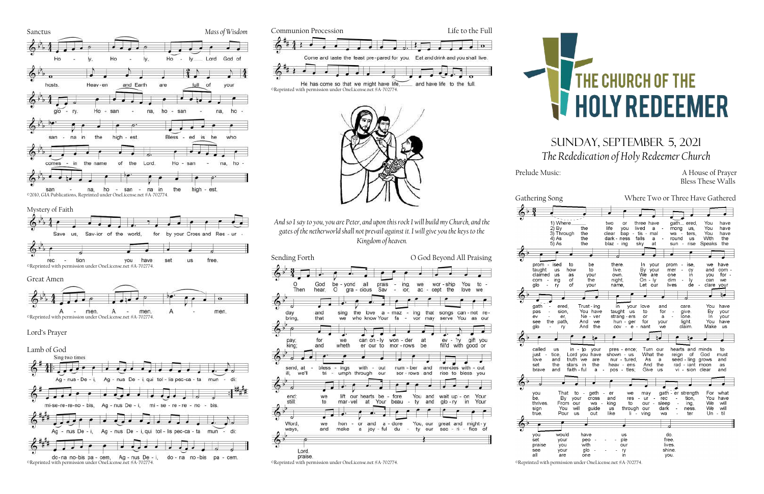## Sanctus

*Mass of Wisdom*

Ho - ly, Ho - ly, Ho - ly Lord God of hosts. Heav-en and Earth are full of your glo - ry. Ho - san - na, ho - san - na, ho - san - na in the high - est. Bless - ed is he who comes - in the name of the Lord. Ho - san - na, ho - san - na, ho - san - na in the high - est.

©2010, GIA Publications, Reprinted under OneLicense.net #A-702774.

## Mystery of Faith

Save us, Sav-ior of the world, for by your Cross and Res - ur - rec - tion you have set us free.

©Reprinted with permission under OneLicense.net #A-702774.

## Great Amen

A - men. A - men. A - men.

©Reprinted with permission under OneLicense.net #A-702774.

## Lord's Prayer

## Lamb of God

Sing two times

Ag - nus De - i, Ag - nus De - i, qui tol - lis pec-ca - ta mun - di: mi-se-re-re-no - bis, Ag - nus De - i, mi - se - re - re - no - bis.

Ag - nus De - i, Ag - nus De - i, qui tol - lis pec-ca - ta mun - di: do-na no-bis pa - cem, Ag - nus De - i, do - na no - bis pa - cem.

©Reprinted with permission under OneLicense.net #A-702774.

## Communion Procession

*Life to the Full*

Come and taste the feast pre-pared for you. Eat and drink and you shall live. He has come so that we might have life, and have life to the full.

©Reprinted with permission under OneLicense.net #A-702774.

*And so I say to you, you are Peter, and upon this rock I will build my Church, and the gates of the netherworld shall not prevail against it. I will give you the keys to the Kingdom of heaven.*

## Sending Forth

*O God Beyond All Praising*

O God be - yond all prais - ing, we wor - ship You to - day and sing the love a - maz - ing that songs can - not re - pay; for we can on - ly won - der at ev - 'ry gift you send, at bless - ings with - out num - ber and mer-cies with - out end: we lift our hearts be - fore You and wait up - on Your Word, we hon - or and a - dore You, our great and might - y Lord.

Then hear, O gra - cious Sav - ior, ac - cept the love we bring, that we who know Your fa - vor may serve You as our king; and wheth - er our to - mor - rows be fill'd with good or ill, we'll tri - umph through our sor - rows and rise to bless you still: to mar - vel at Your beau - ty and glo - ry in Your ways, and make a joy - ful du - ty our sac - ri - fice of praise.

©Reprinted with permission under OneLicense.net #A-702774.

# THE CHURCH OF THE HOLY REDEEMER

## SUNDAY, SEPTEMBER 5, 2021

### *The Rededication of Holy Redeemer Church*

Prelude Music: A House of Prayer / Bless These Walls

## Gathering Song

*Where Two or Three Have Gathered*

1) Where two or three have gath - ered, You have prom - ised to be there. In your prom - ise, we have gath - ered, Trust - ing in your love and care. You have called us in - to your pres - ence. Turn our hearts and minds to you That to - geth - er we may gath - er strength For what you would have us do.

2) By the life you lived a - mong us, You have taught us how to live. By your mer - cy and com - pas - sion, You have taught us to for - give. By your just - ice, Lord you have shown us What the reign of God must be. By your cross and res - ur - rec - tion, You have set your peo - ple free.

3) Through the clear bap - tis - mal wa - ters, You have claimed us as your own. We are one in you for - ev - er, Ne - ver strang - ers or a - lone. In your love and truth we are nur - tured, As a seed - ling grows and thrives. From our wa - king to our sleep - ing, We will praise you with our lives.

4) As the dark - ness falls a - round us With the com - ing of the night, On - ly dim - ly can we see the path, And we hun - ger for your light. You have set the stars in the heav - ens And the rad - iant moon as sign You will guide us through our dark - ness. We will see your glo - ry shine.

5) As the blaz - ing sky at sun - rise Speaks the glo - ry of your name, Let our lives de - clare your glo - ry And the cov - e - nant we claim. Make us brave and faith - ful a - pos - tles; Give us vi - sion clear and true. Pour us out like li - ving wa - ter Un - til all are one in you.

©Reprinted with permission under OneLicense.net #A-702774.